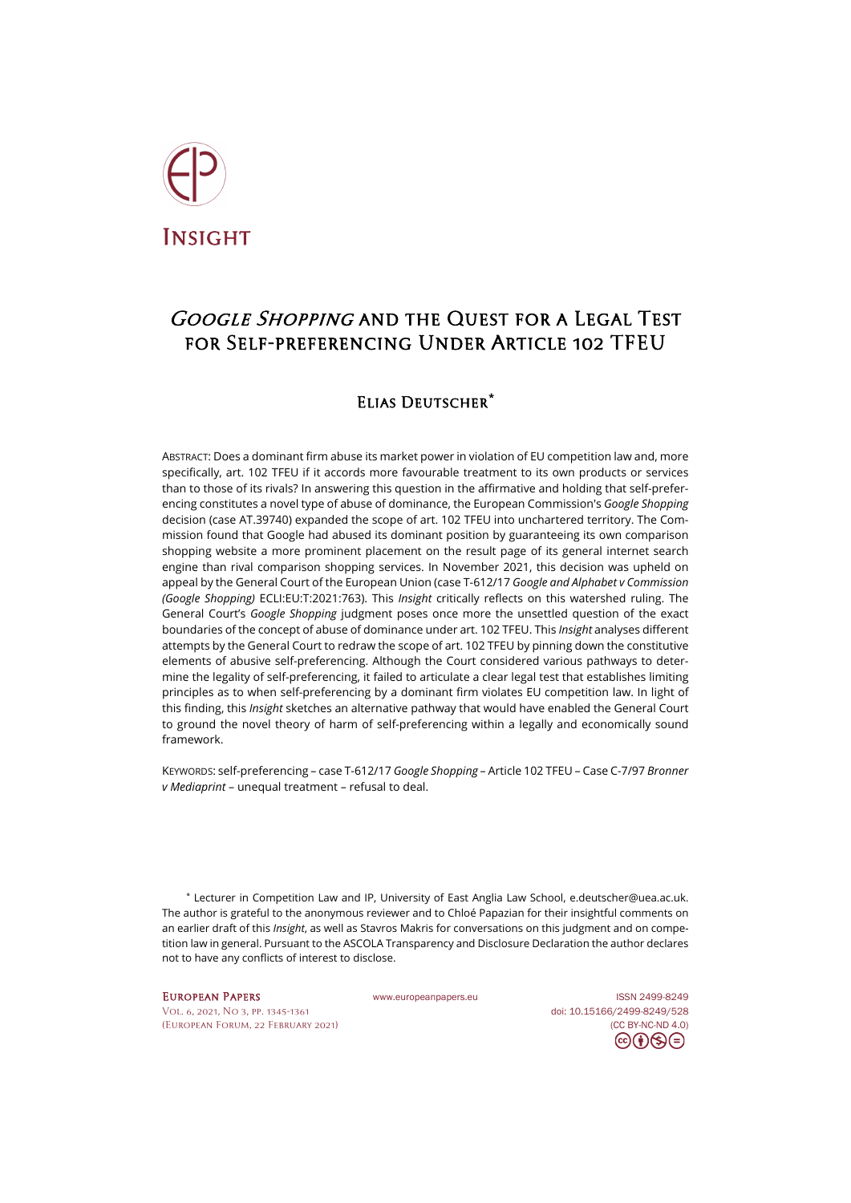Insight

# *Google Shopping* and the Quest for a Legal Test for Self-preferencing Under Article 102 TFEU

## Elias Deutscher*

Abstract: Does a dominant firm abuse its market power in violation of EU competition law and, more specifically, art. 102 TFEU if it accords more favourable treatment to its own products or services than to those of its rivals? In answering this question in the affirmative and holding that self-preferencing constitutes a novel type of abuse of dominance, the European Commission's *Google Shopping* decision (case AT.39740) expanded the scope of art. 102 TFEU into unchartered territory. The Commission found that Google had abused its dominant position by guaranteeing its own comparison shopping website a more prominent placement on the result page of its general internet search engine than rival comparison shopping services. In November 2021, this decision was upheld on appeal by the General Court of the European Union (case T-612/17 *Google and Alphabet v Commission (Google Shopping)* ECLI:EU:T:2021:763). This *Insight* critically reflects on this watershed ruling. The General Court's *Google Shopping* judgment poses once more the unsettled question of the exact boundaries of the concept of abuse of dominance under art. 102 TFEU. This *Insight* analyses different attempts by the General Court to redraw the scope of art. 102 TFEU by pinning down the constitutive elements of abusive self-preferencing. Although the Court considered various pathways to determine the legality of self-preferencing, it failed to articulate a clear legal test that establishes limiting principles as to when self-preferencing by a dominant firm violates EU competition law. In light of this finding, this *Insight* sketches an alternative pathway that would have enabled the General Court to ground the novel theory of harm of self-preferencing within a legally and economically sound framework.

Keywords: self-preferencing – case T-612/17 *Google Shopping* – Article 102 TFEU – Case C-7/97 *Bronner v Mediaprint* – unequal treatment – refusal to deal.

* Lecturer in Competition Law and IP, University of East Anglia Law School, e.deutscher@uea.ac.uk. The author is grateful to the anonymous reviewer and to Chloé Papazian for their insightful comments on an earlier draft of this *Insight*, as well as Stavros Makris for conversations on this judgment and on competition law in general. Pursuant to the ASCOLA Transparency and Disclosure Declaration the author declares not to have any conflicts of interest to disclose.

European Papers
Vol. 6, 2021, No 3, pp. 1345-1361
(European Forum, 22 February 2021)

www.europeanpapers.eu

ISSN 2499-8249
doi: 10.15166/2499-8249/528
(CC BY-NC-ND 4.0)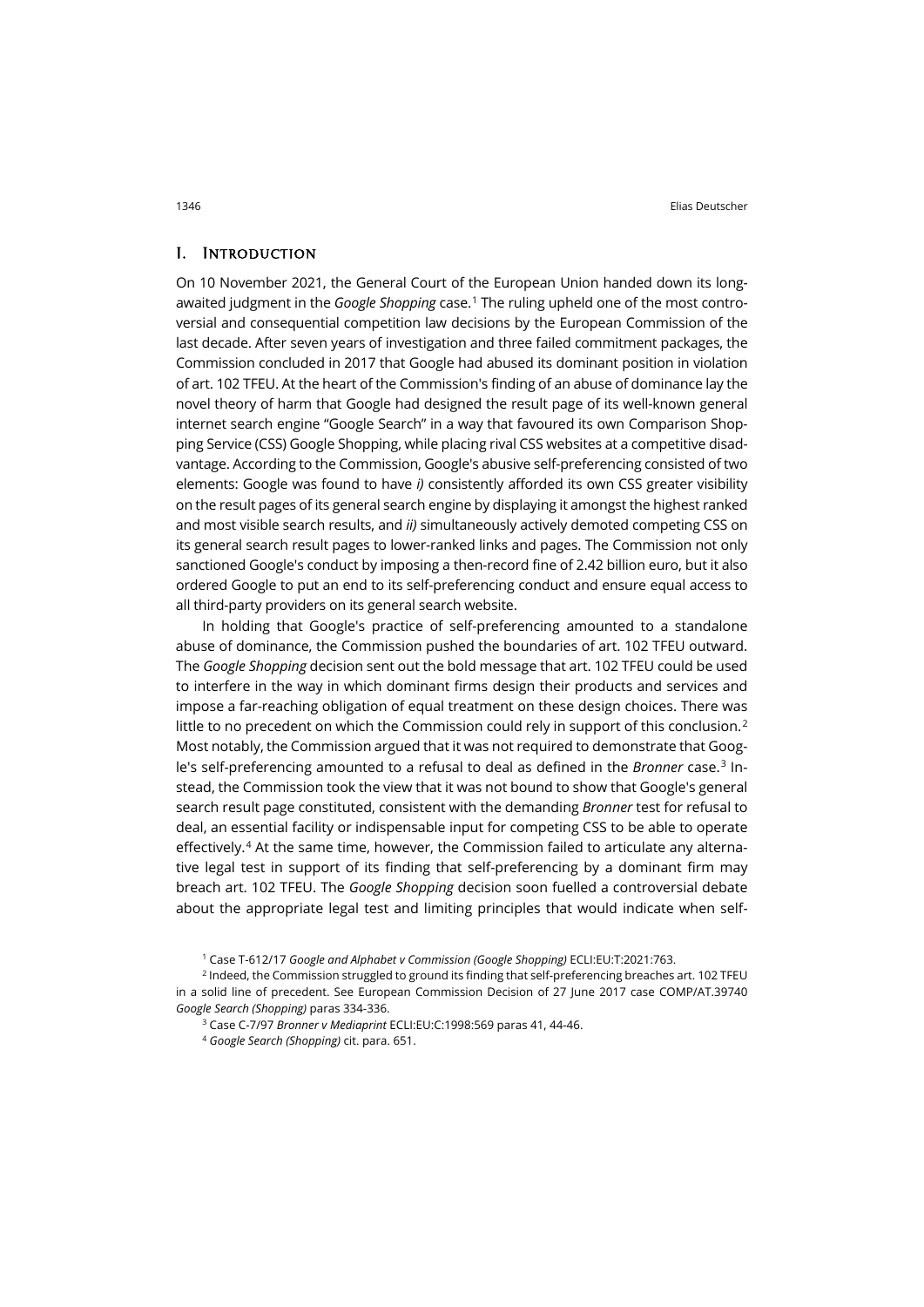## I. Introduction

On 10 November 2021, the General Court of the European Union handed down its long-awaited judgment in the *Google Shopping* case.[1] The ruling upheld one of the most controversial and consequential competition law decisions by the European Commission of the last decade. After seven years of investigation and three failed commitment packages, the Commission concluded in 2017 that Google had abused its dominant position in violation of art. 102 TFEU. At the heart of the Commission's finding of an abuse of dominance lay the novel theory of harm that Google had designed the result page of its well-known general internet search engine "Google Search" in a way that favoured its own Comparison Shopping Service (CSS) Google Shopping, while placing rival CSS websites at a competitive disadvantage. According to the Commission, Google's abusive self-preferencing consisted of two elements: Google was found to have *i)* consistently afforded its own CSS greater visibility on the result pages of its general search engine by displaying it amongst the highest ranked and most visible search results, and *ii)* simultaneously actively demoted competing CSS on its general search result pages to lower-ranked links and pages. The Commission not only sanctioned Google's conduct by imposing a then-record fine of 2.42 billion euro, but it also ordered Google to put an end to its self-preferencing conduct and ensure equal access to all third-party providers on its general search website.

In holding that Google's practice of self-preferencing amounted to a standalone abuse of dominance, the Commission pushed the boundaries of art. 102 TFEU outward. The *Google Shopping* decision sent out the bold message that art. 102 TFEU could be used to interfere in the way in which dominant firms design their products and services and impose a far-reaching obligation of equal treatment on these design choices. There was little to no precedent on which the Commission could rely in support of this conclusion.[2] Most notably, the Commission argued that it was not required to demonstrate that Google's self-preferencing amounted to a refusal to deal as defined in the *Bronner* case.[3] Instead, the Commission took the view that it was not bound to show that Google's general search result page constituted, consistent with the demanding *Bronner* test for refusal to deal, an essential facility or indispensable input for competing CSS to be able to operate effectively.[4] At the same time, however, the Commission failed to articulate any alternative legal test in support of its finding that self-preferencing by a dominant firm may breach art. 102 TFEU. The *Google Shopping* decision soon fuelled a controversial debate about the appropriate legal test and limiting principles that would indicate when self-

[1] Case T-612/17 *Google and Alphabet v Commission (Google Shopping)* ECLI:EU:T:2021:763.

[2] Indeed, the Commission struggled to ground its finding that self-preferencing breaches art. 102 TFEU in a solid line of precedent. See European Commission Decision of 27 June 2017 case COMP/AT.39740 *Google Search (Shopping)* paras 334-336.

[3] Case C-7/97 *Bronner v Mediaprint* ECLI:EU:C:1998:569 paras 41, 44-46.

[4] *Google Search (Shopping)* cit. para. 651.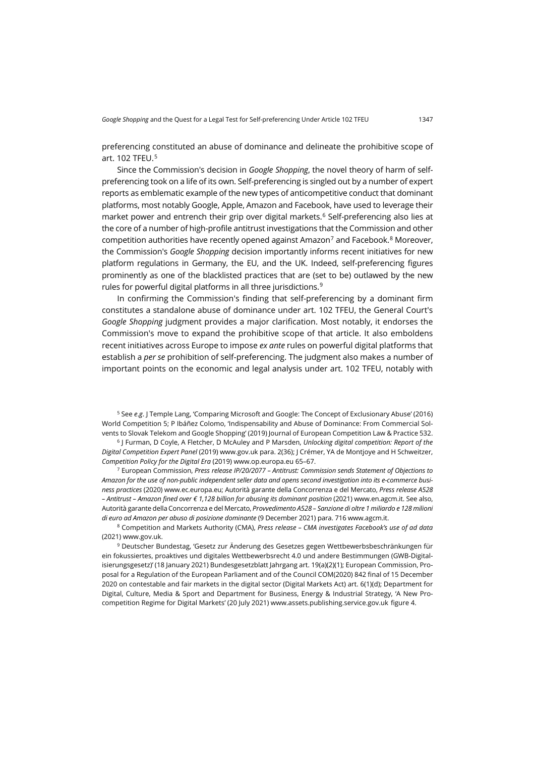preferencing constituted an abuse of dominance and delineate the prohibitive scope of art. 102 TFEU.[5]

Since the Commission's decision in *Google Shopping*, the novel theory of harm of self-preferencing took on a life of its own. Self-preferencing is singled out by a number of expert reports as emblematic example of the new types of anticompetitive conduct that dominant platforms, most notably Google, Apple, Amazon and Facebook, have used to leverage their market power and entrench their grip over digital markets.[6] Self-preferencing also lies at the core of a number of high-profile antitrust investigations that the Commission and other competition authorities have recently opened against Amazon[7] and Facebook.[8] Moreover, the Commission's *Google Shopping* decision importantly informs recent initiatives for new platform regulations in Germany, the EU, and the UK. Indeed, self-preferencing figures prominently as one of the blacklisted practices that are (set to be) outlawed by the new rules for powerful digital platforms in all three jurisdictions.[9]

In confirming the Commission's finding that self-preferencing by a dominant firm constitutes a standalone abuse of dominance under art. 102 TFEU, the General Court's *Google Shopping* judgment provides a major clarification. Most notably, it endorses the Commission's move to expand the prohibitive scope of that article. It also emboldens recent initiatives across Europe to impose *ex ante* rules on powerful digital platforms that establish a *per se* prohibition of self-preferencing. The judgment also makes a number of important points on the economic and legal analysis under art. 102 TFEU, notably with

[5] See *e.g*. J Temple Lang, 'Comparing Microsoft and Google: The Concept of Exclusionary Abuse' (2016) World Competition 5; P Ibáñez Colomo, 'Indispensability and Abuse of Dominance: From Commercial Solvents to Slovak Telekom and Google Shopping' (2019) Journal of European Competition Law & Practice 532.

[6] J Furman, D Coyle, A Fletcher, D McAuley and P Marsden, *Unlocking digital competition: Report of the Digital Competition Expert Panel* (2019) www.gov.uk para. 2(36); J Crémer, YA de Montjoye and H Schweitzer, *Competition Policy for the Digital Era* (2019) www.op.europa.eu 65–67.

[7] European Commission, *Press release IP/20/2077 – Antitrust: Commission sends Statement of Objections to Amazon for the use of non-public independent seller data and opens second investigation into its e-commerce business practices* (2020) www.ec.europa.eu; Autorità garante della Concorrenza e del Mercato, *Press release A528 – Antitrust – Amazon fined over € 1,128 billion for abusing its dominant position* (2021) www.en.agcm.it. See also, Autorità garante della Concorrenza e del Mercato, *Provvedimento A528 – Sanzione di oltre 1 miliardo e 128 milioni di euro ad Amazon per abuso di posizione dominante* (9 December 2021) para. 716 www.agcm.it.

[8] Competition and Markets Authority (CMA), *Press release – CMA investigates Facebook's use of ad data* (2021) www.gov.uk.

[9] Deutscher Bundestag, 'Gesetz zur Änderung des Gesetzes gegen Wettbewerbsbeschränkungen für ein fokussiertes, proaktives und digitales Wettbewerbsrecht 4.0 und andere Bestimmungen (GWB-Digitalisierungsgesetz)' (18 January 2021) Bundesgesetzblatt Jahrgang art. 19(a)(2)(1); European Commission, Proposal for a Regulation of the European Parliament and of the Council COM(2020) 842 final of 15 December 2020 on contestable and fair markets in the digital sector (Digital Markets Act) art. 6(1)(d); Department for Digital, Culture, Media & Sport and Department for Business, Energy & Industrial Strategy, 'A New Pro-competition Regime for Digital Markets' (20 July 2021) www.assets.publishing.service.gov.uk figure 4.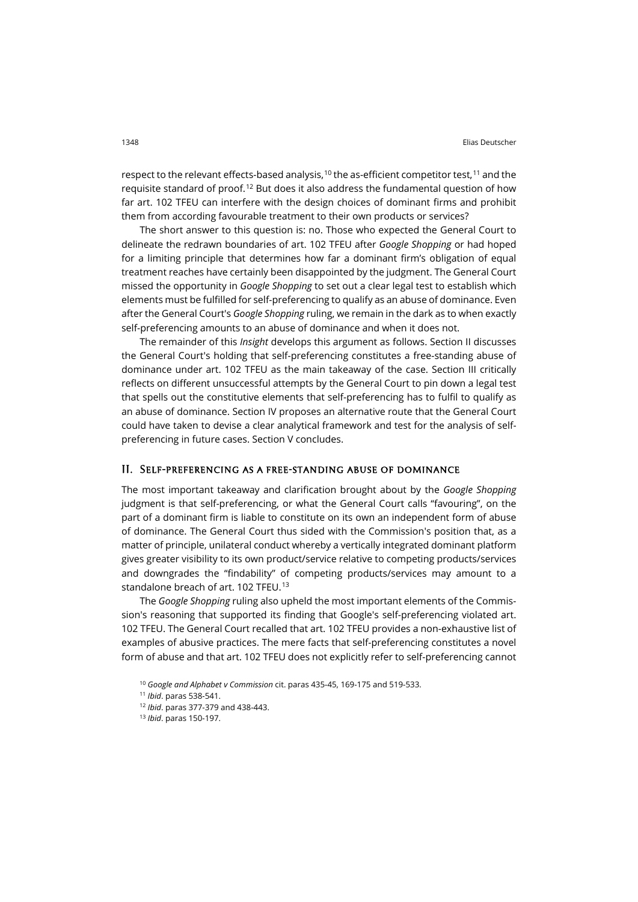respect to the relevant effects-based analysis,[10] the as-efficient competitor test,[11] and the requisite standard of proof.[12] But does it also address the fundamental question of how far art. 102 TFEU can interfere with the design choices of dominant firms and prohibit them from according favourable treatment to their own products or services?

The short answer to this question is: no. Those who expected the General Court to delineate the redrawn boundaries of art. 102 TFEU after *Google Shopping* or had hoped for a limiting principle that determines how far a dominant firm's obligation of equal treatment reaches have certainly been disappointed by the judgment. The General Court missed the opportunity in *Google Shopping* to set out a clear legal test to establish which elements must be fulfilled for self-preferencing to qualify as an abuse of dominance. Even after the General Court's *Google Shopping* ruling, we remain in the dark as to when exactly self-preferencing amounts to an abuse of dominance and when it does not.

The remainder of this *Insight* develops this argument as follows. Section II discusses the General Court's holding that self-preferencing constitutes a free-standing abuse of dominance under art. 102 TFEU as the main takeaway of the case. Section III critically reflects on different unsuccessful attempts by the General Court to pin down a legal test that spells out the constitutive elements that self-preferencing has to fulfil to qualify as an abuse of dominance. Section IV proposes an alternative route that the General Court could have taken to devise a clear analytical framework and test for the analysis of self-preferencing in future cases. Section V concludes.

## II. Self-preferencing as a free-standing abuse of dominance

The most important takeaway and clarification brought about by the *Google Shopping* judgment is that self-preferencing, or what the General Court calls "favouring", on the part of a dominant firm is liable to constitute on its own an independent form of abuse of dominance. The General Court thus sided with the Commission's position that, as a matter of principle, unilateral conduct whereby a vertically integrated dominant platform gives greater visibility to its own product/service relative to competing products/services and downgrades the "findability" of competing products/services may amount to a standalone breach of art. 102 TFEU.[13]

The *Google Shopping* ruling also upheld the most important elements of the Commission's reasoning that supported its finding that Google's self-preferencing violated art. 102 TFEU. The General Court recalled that art. 102 TFEU provides a non-exhaustive list of examples of abusive practices. The mere facts that self-preferencing constitutes a novel form of abuse and that art. 102 TFEU does not explicitly refer to self-preferencing cannot

[10] *Google and Alphabet v Commission* cit. paras 435-45, 169-175 and 519-533.

[11] *Ibid*. paras 538-541.

[12] *Ibid*. paras 377-379 and 438-443.

[13] *Ibid*. paras 150-197.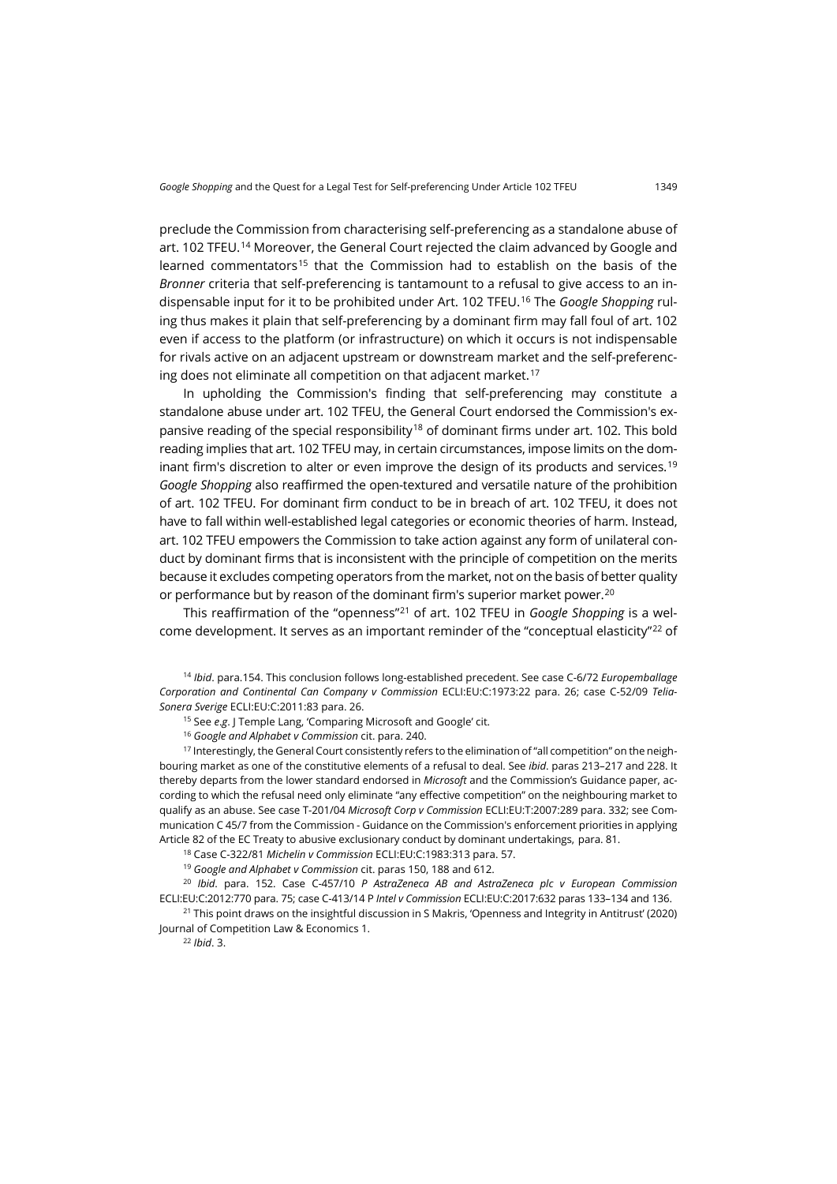preclude the Commission from characterising self-preferencing as a standalone abuse of art. 102 TFEU.[14] Moreover, the General Court rejected the claim advanced by Google and learned commentators[15] that the Commission had to establish on the basis of the *Bronner* criteria that self-preferencing is tantamount to a refusal to give access to an indispensable input for it to be prohibited under Art. 102 TFEU.[16] The *Google Shopping* ruling thus makes it plain that self-preferencing by a dominant firm may fall foul of art. 102 even if access to the platform (or infrastructure) on which it occurs is not indispensable for rivals active on an adjacent upstream or downstream market and the self-preferencing does not eliminate all competition on that adjacent market.[17]

In upholding the Commission's finding that self-preferencing may constitute a standalone abuse under art. 102 TFEU, the General Court endorsed the Commission's expansive reading of the special responsibility[18] of dominant firms under art. 102. This bold reading implies that art. 102 TFEU may, in certain circumstances, impose limits on the dominant firm's discretion to alter or even improve the design of its products and services.[19] *Google Shopping* also reaffirmed the open-textured and versatile nature of the prohibition of art. 102 TFEU. For dominant firm conduct to be in breach of art. 102 TFEU, it does not have to fall within well-established legal categories or economic theories of harm. Instead, art. 102 TFEU empowers the Commission to take action against any form of unilateral conduct by dominant firms that is inconsistent with the principle of competition on the merits because it excludes competing operators from the market, not on the basis of better quality or performance but by reason of the dominant firm's superior market power.[20]

This reaffirmation of the "openness"[21] of art. 102 TFEU in *Google Shopping* is a welcome development. It serves as an important reminder of the "conceptual elasticity"[22] of

[14] *Ibid*. para.154. This conclusion follows long-established precedent. See case C-6/72 *Europemballage Corporation and Continental Can Company v Commission* ECLI:EU:C:1973:22 para. 26; case C-52/09 *Telia-Sonera Sverige* ECLI:EU:C:2011:83 para. 26.

[15] See *e.g*. J Temple Lang, 'Comparing Microsoft and Google' cit.

[16] *Google and Alphabet v Commission* cit. para. 240.

[17] Interestingly, the General Court consistently refers to the elimination of "all competition" on the neighbouring market as one of the constitutive elements of a refusal to deal. See *ibid*. paras 213–217 and 228. It thereby departs from the lower standard endorsed in *Microsoft* and the Commission's Guidance paper, according to which the refusal need only eliminate "any effective competition" on the neighbouring market to qualify as an abuse. See case T-201/04 *Microsoft Corp v Commission* ECLI:EU:T:2007:289 para. 332; see Communication C 45/7 from the Commission - Guidance on the Commission's enforcement priorities in applying Article 82 of the EC Treaty to abusive exclusionary conduct by dominant undertakings, para. 81.

[18] Case C-322/81 *Michelin v Commission* ECLI:EU:C:1983:313 para. 57.

[19] *Google and Alphabet v Commission* cit. paras 150, 188 and 612.

[20] *Ibid*. para. 152. Case C-457/10 *P AstraZeneca AB and AstraZeneca plc v European Commission* ECLI:EU:C:2012:770 para. 75; case C-413/14 P *Intel v Commission* ECLI:EU:C:2017:632 paras 133–134 and 136.

[21] This point draws on the insightful discussion in S Makris, 'Openness and Integrity in Antitrust' (2020) Journal of Competition Law & Economics 1.

[22] *Ibid*. 3.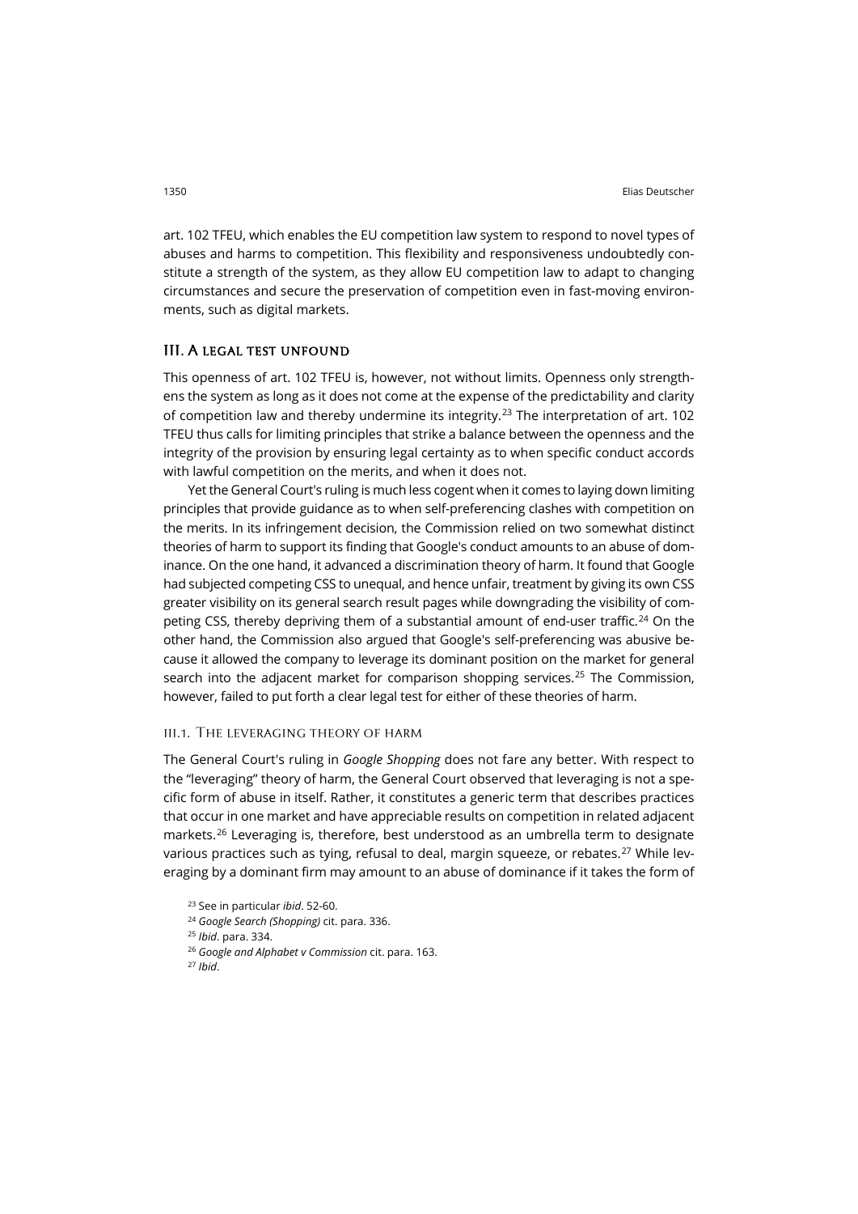art. 102 TFEU, which enables the EU competition law system to respond to novel types of abuses and harms to competition. This flexibility and responsiveness undoubtedly constitute a strength of the system, as they allow EU competition law to adapt to changing circumstances and secure the preservation of competition even in fast-moving environments, such as digital markets.

## III. A legal test unfound

This openness of art. 102 TFEU is, however, not without limits. Openness only strengthens the system as long as it does not come at the expense of the predictability and clarity of competition law and thereby undermine its integrity.[23] The interpretation of art. 102 TFEU thus calls for limiting principles that strike a balance between the openness and the integrity of the provision by ensuring legal certainty as to when specific conduct accords with lawful competition on the merits, and when it does not.

Yet the General Court's ruling is much less cogent when it comes to laying down limiting principles that provide guidance as to when self-preferencing clashes with competition on the merits. In its infringement decision, the Commission relied on two somewhat distinct theories of harm to support its finding that Google's conduct amounts to an abuse of dominance. On the one hand, it advanced a discrimination theory of harm. It found that Google had subjected competing CSS to unequal, and hence unfair, treatment by giving its own CSS greater visibility on its general search result pages while downgrading the visibility of competing CSS, thereby depriving them of a substantial amount of end-user traffic.[24] On the other hand, the Commission also argued that Google's self-preferencing was abusive because it allowed the company to leverage its dominant position on the market for general search into the adjacent market for comparison shopping services.[25] The Commission, however, failed to put forth a clear legal test for either of these theories of harm.

### III.1. The leveraging theory of harm

The General Court's ruling in *Google Shopping* does not fare any better. With respect to the "leveraging" theory of harm, the General Court observed that leveraging is not a specific form of abuse in itself. Rather, it constitutes a generic term that describes practices that occur in one market and have appreciable results on competition in related adjacent markets.[26] Leveraging is, therefore, best understood as an umbrella term to designate various practices such as tying, refusal to deal, margin squeeze, or rebates.[27] While leveraging by a dominant firm may amount to an abuse of dominance if it takes the form of

[23] See in particular *ibid*. 52-60.

[24] *Google Search (Shopping)* cit. para. 336.

[25] *Ibid*. para. 334.

[26] *Google and Alphabet v Commission* cit. para. 163.

[27] *Ibid*.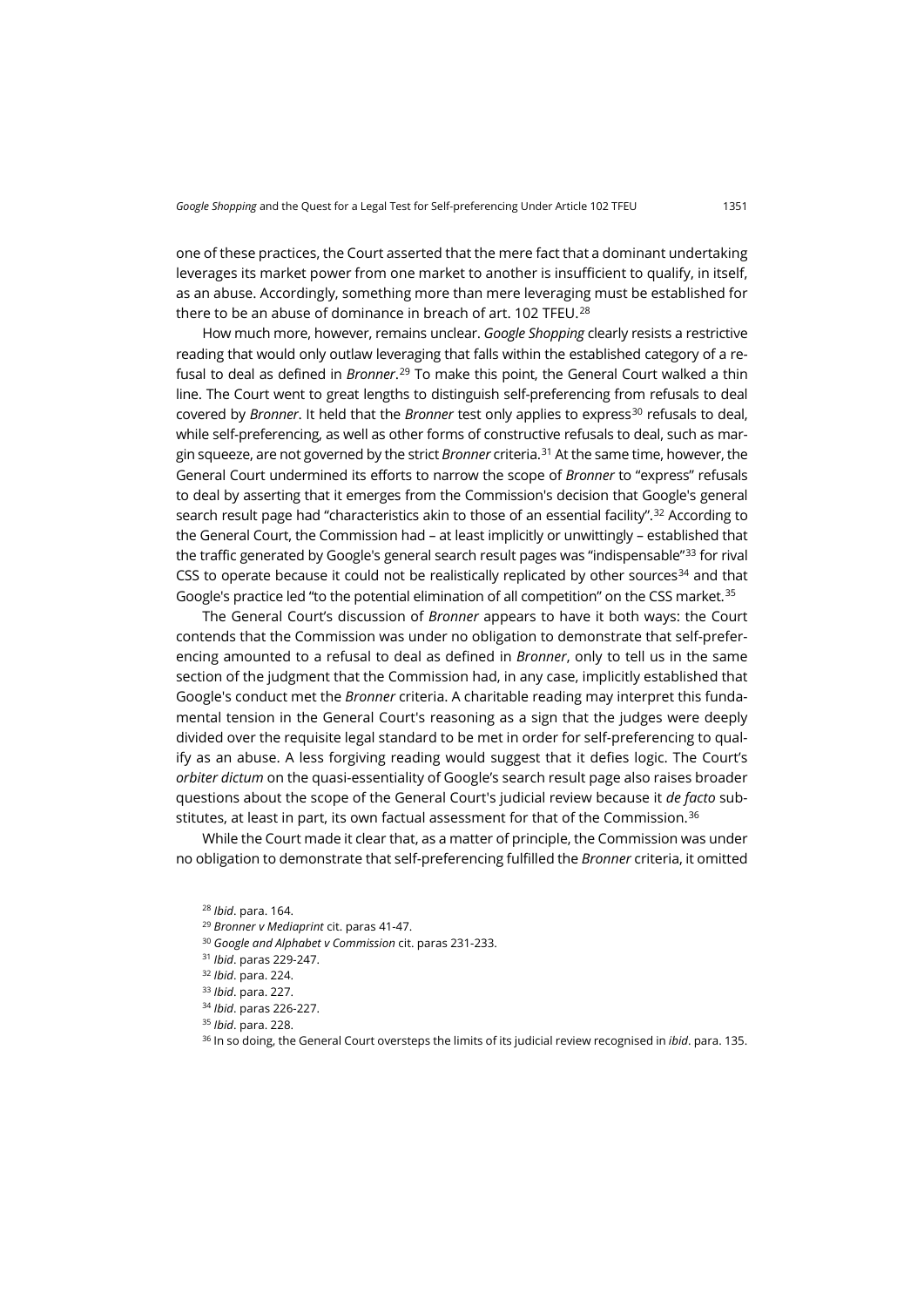one of these practices, the Court asserted that the mere fact that a dominant undertaking leverages its market power from one market to another is insufficient to qualify, in itself, as an abuse. Accordingly, something more than mere leveraging must be established for there to be an abuse of dominance in breach of art. 102 TFEU.[28]

How much more, however, remains unclear. *Google Shopping* clearly resists a restrictive reading that would only outlaw leveraging that falls within the established category of a refusal to deal as defined in *Bronner*.[29] To make this point, the General Court walked a thin line. The Court went to great lengths to distinguish self-preferencing from refusals to deal covered by *Bronner*. It held that the *Bronner* test only applies to express[30] refusals to deal, while self-preferencing, as well as other forms of constructive refusals to deal, such as margin squeeze, are not governed by the strict *Bronner* criteria.[31] At the same time, however, the General Court undermined its efforts to narrow the scope of *Bronner* to "express" refusals to deal by asserting that it emerges from the Commission's decision that Google's general search result page had "characteristics akin to those of an essential facility".[32] According to the General Court, the Commission had – at least implicitly or unwittingly – established that the traffic generated by Google's general search result pages was "indispensable"[33] for rival CSS to operate because it could not be realistically replicated by other sources[34] and that Google's practice led "to the potential elimination of all competition" on the CSS market.[35]

The General Court's discussion of *Bronner* appears to have it both ways: the Court contends that the Commission was under no obligation to demonstrate that self-preferencing amounted to a refusal to deal as defined in *Bronner*, only to tell us in the same section of the judgment that the Commission had, in any case, implicitly established that Google's conduct met the *Bronner* criteria. A charitable reading may interpret this fundamental tension in the General Court's reasoning as a sign that the judges were deeply divided over the requisite legal standard to be met in order for self-preferencing to qualify as an abuse. A less forgiving reading would suggest that it defies logic. The Court's *orbiter dictum* on the quasi-essentiality of Google's search result page also raises broader questions about the scope of the General Court's judicial review because it *de facto* substitutes, at least in part, its own factual assessment for that of the Commission.[36]

While the Court made it clear that, as a matter of principle, the Commission was under no obligation to demonstrate that self-preferencing fulfilled the *Bronner* criteria, it omitted

[28] *Ibid*. para. 164.

[29] *Bronner v Mediaprint* cit. paras 41-47.

[30] *Google and Alphabet v Commission* cit. paras 231-233.

[31] *Ibid*. paras 229-247.

[32] *Ibid*. para. 224.

[33] *Ibid*. para. 227.

[34] *Ibid*. paras 226-227.

[35] *Ibid*. para. 228.

[36] In so doing, the General Court oversteps the limits of its judicial review recognised in *ibid*. para. 135.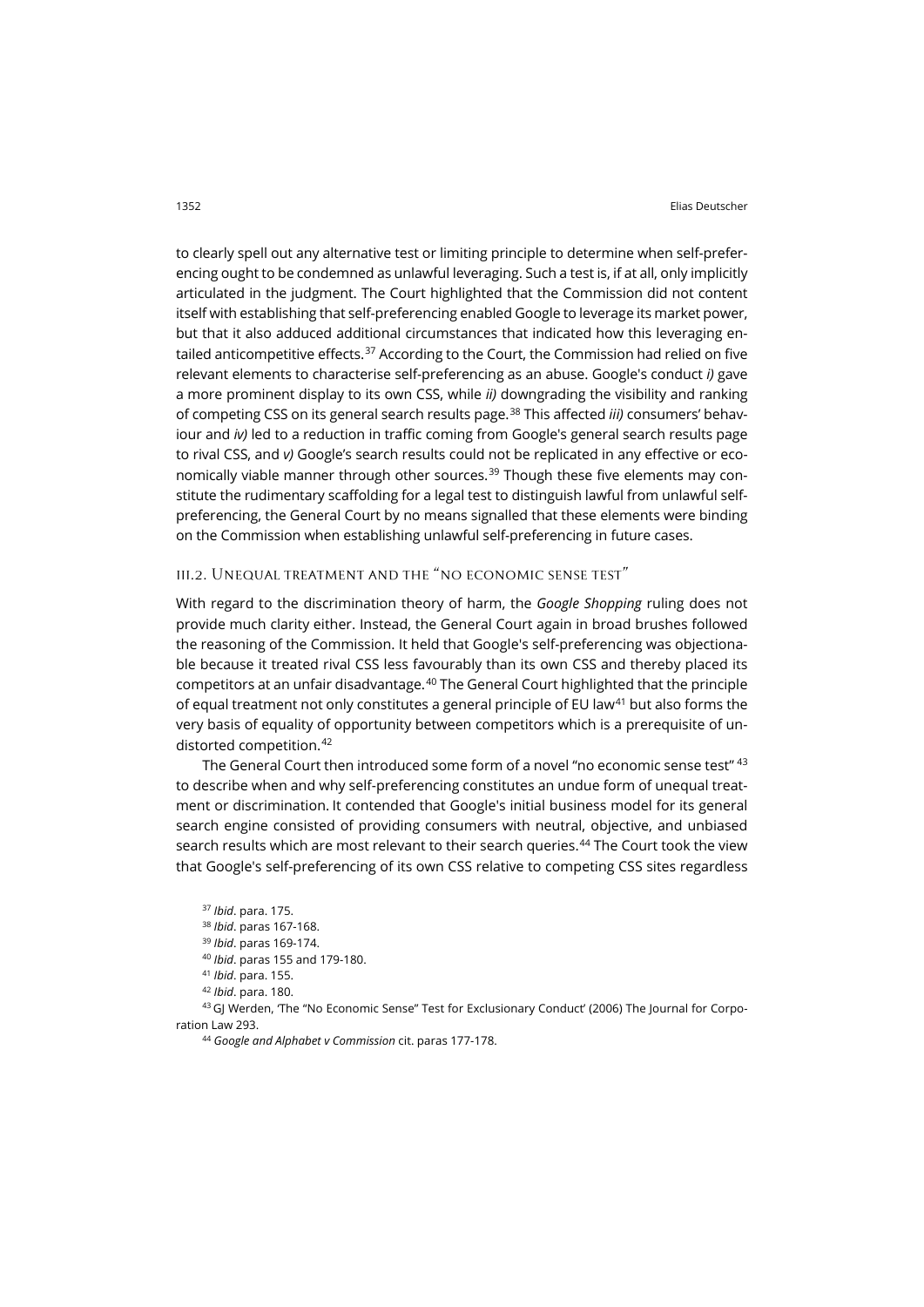to clearly spell out any alternative test or limiting principle to determine when self-preferencing ought to be condemned as unlawful leveraging. Such a test is, if at all, only implicitly articulated in the judgment. The Court highlighted that the Commission did not content itself with establishing that self-preferencing enabled Google to leverage its market power, but that it also adduced additional circumstances that indicated how this leveraging entailed anticompetitive effects.[37] According to the Court, the Commission had relied on five relevant elements to characterise self-preferencing as an abuse. Google's conduct *i)* gave a more prominent display to its own CSS, while *ii)* downgrading the visibility and ranking of competing CSS on its general search results page.[38] This affected *iii)* consumers' behaviour and *iv)* led to a reduction in traffic coming from Google's general search results page to rival CSS, and *v)* Google's search results could not be replicated in any effective or economically viable manner through other sources.[39] Though these five elements may constitute the rudimentary scaffolding for a legal test to distinguish lawful from unlawful self-preferencing, the General Court by no means signalled that these elements were binding on the Commission when establishing unlawful self-preferencing in future cases.

### III.2. Unequal treatment and the "no economic sense test"

With regard to the discrimination theory of harm, the *Google Shopping* ruling does not provide much clarity either. Instead, the General Court again in broad brushes followed the reasoning of the Commission. It held that Google's self-preferencing was objectionable because it treated rival CSS less favourably than its own CSS and thereby placed its competitors at an unfair disadvantage.[40] The General Court highlighted that the principle of equal treatment not only constitutes a general principle of EU law[41] but also forms the very basis of equality of opportunity between competitors which is a prerequisite of undistorted competition.[42]

The General Court then introduced some form of a novel "no economic sense test" [43] to describe when and why self-preferencing constitutes an undue form of unequal treatment or discrimination. It contended that Google's initial business model for its general search engine consisted of providing consumers with neutral, objective, and unbiased search results which are most relevant to their search queries.[44] The Court took the view that Google's self-preferencing of its own CSS relative to competing CSS sites regardless

[37] *Ibid*. para. 175.

[38] *Ibid*. paras 167-168.

[39] *Ibid*. paras 169-174.

[40] *Ibid*. paras 155 and 179-180.

[41] *Ibid*. para. 155.

[42] *Ibid*. para. 180.

[43] GJ Werden, 'The "No Economic Sense" Test for Exclusionary Conduct' (2006) The Journal for Corporation Law 293.

[44] *Google and Alphabet v Commission* cit. paras 177-178.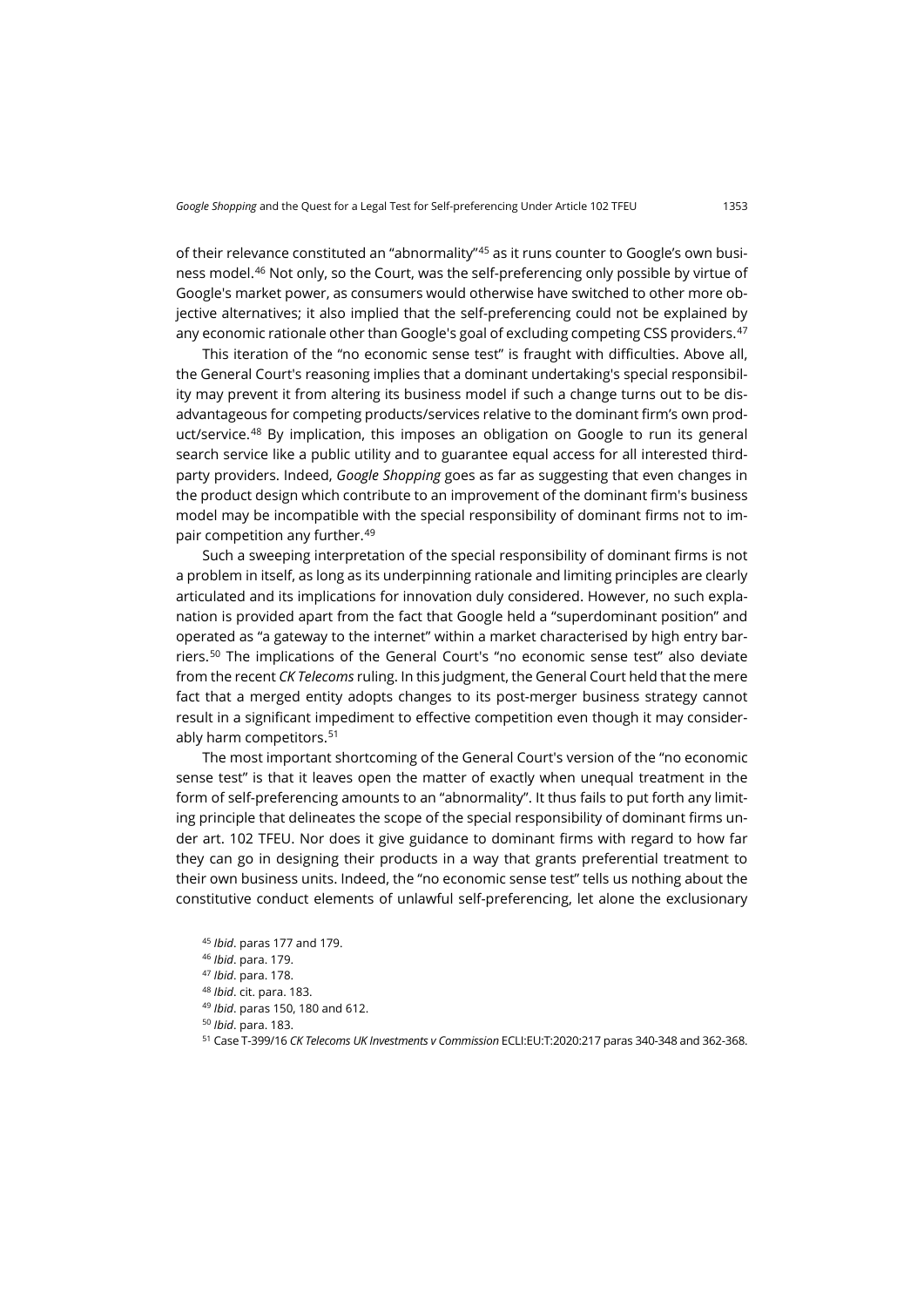of their relevance constituted an "abnormality"[45] as it runs counter to Google's own business model.[46] Not only, so the Court, was the self-preferencing only possible by virtue of Google's market power, as consumers would otherwise have switched to other more objective alternatives; it also implied that the self-preferencing could not be explained by any economic rationale other than Google's goal of excluding competing CSS providers.[47]

This iteration of the "no economic sense test" is fraught with difficulties. Above all, the General Court's reasoning implies that a dominant undertaking's special responsibility may prevent it from altering its business model if such a change turns out to be disadvantageous for competing products/services relative to the dominant firm's own product/service.[48] By implication, this imposes an obligation on Google to run its general search service like a public utility and to guarantee equal access for all interested third-party providers. Indeed, *Google Shopping* goes as far as suggesting that even changes in the product design which contribute to an improvement of the dominant firm's business model may be incompatible with the special responsibility of dominant firms not to impair competition any further.[49]

Such a sweeping interpretation of the special responsibility of dominant firms is not a problem in itself, as long as its underpinning rationale and limiting principles are clearly articulated and its implications for innovation duly considered. However, no such explanation is provided apart from the fact that Google held a "superdominant position" and operated as "a gateway to the internet" within a market characterised by high entry barriers.[50] The implications of the General Court's "no economic sense test" also deviate from the recent *CK Telecoms* ruling. In this judgment, the General Court held that the mere fact that a merged entity adopts changes to its post-merger business strategy cannot result in a significant impediment to effective competition even though it may considerably harm competitors.[51]

The most important shortcoming of the General Court's version of the "no economic sense test" is that it leaves open the matter of exactly when unequal treatment in the form of self-preferencing amounts to an "abnormality". It thus fails to put forth any limiting principle that delineates the scope of the special responsibility of dominant firms under art. 102 TFEU. Nor does it give guidance to dominant firms with regard to how far they can go in designing their products in a way that grants preferential treatment to their own business units. Indeed, the "no economic sense test" tells us nothing about the constitutive conduct elements of unlawful self-preferencing, let alone the exclusionary

[45] *Ibid*. paras 177 and 179.

[46] *Ibid*. para. 179.

[47] *Ibid*. para. 178.

[48] *Ibid*. cit. para. 183.

[49] *Ibid*. paras 150, 180 and 612.

[50] *Ibid*. para. 183.

[51] Case T-399/16 *CK Telecoms UK Investments v Commission* ECLI:EU:T:2020:217 paras 340-348 and 362-368.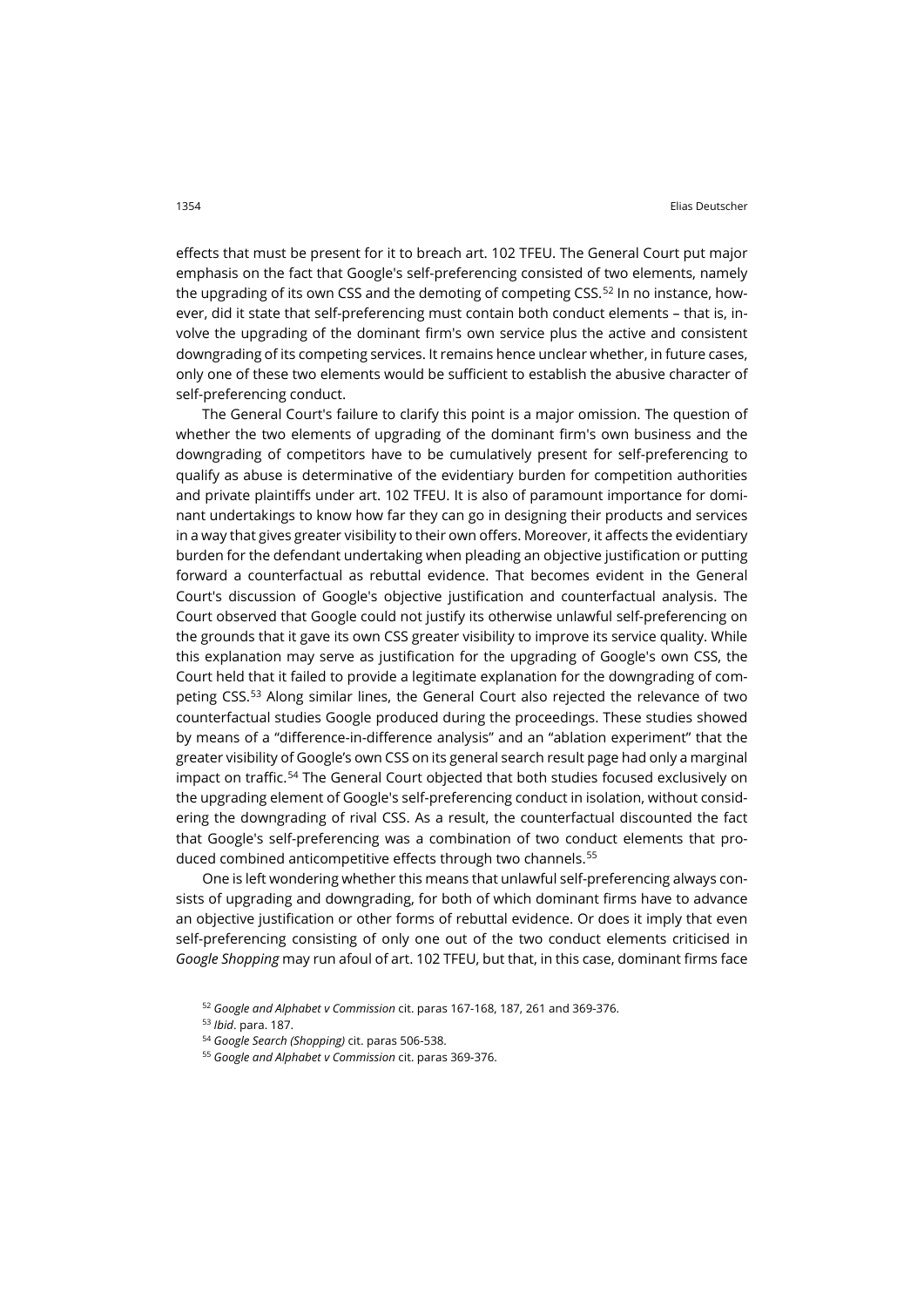effects that must be present for it to breach art. 102 TFEU. The General Court put major emphasis on the fact that Google's self-preferencing consisted of two elements, namely the upgrading of its own CSS and the demoting of competing CSS.[52] In no instance, however, did it state that self-preferencing must contain both conduct elements – that is, involve the upgrading of the dominant firm's own service plus the active and consistent downgrading of its competing services. It remains hence unclear whether, in future cases, only one of these two elements would be sufficient to establish the abusive character of self-preferencing conduct.

The General Court's failure to clarify this point is a major omission. The question of whether the two elements of upgrading of the dominant firm's own business and the downgrading of competitors have to be cumulatively present for self-preferencing to qualify as abuse is determinative of the evidentiary burden for competition authorities and private plaintiffs under art. 102 TFEU. It is also of paramount importance for dominant undertakings to know how far they can go in designing their products and services in a way that gives greater visibility to their own offers. Moreover, it affects the evidentiary burden for the defendant undertaking when pleading an objective justification or putting forward a counterfactual as rebuttal evidence. That becomes evident in the General Court's discussion of Google's objective justification and counterfactual analysis. The Court observed that Google could not justify its otherwise unlawful self-preferencing on the grounds that it gave its own CSS greater visibility to improve its service quality. While this explanation may serve as justification for the upgrading of Google's own CSS, the Court held that it failed to provide a legitimate explanation for the downgrading of competing CSS.[53] Along similar lines, the General Court also rejected the relevance of two counterfactual studies Google produced during the proceedings. These studies showed by means of a "difference-in-difference analysis" and an "ablation experiment" that the greater visibility of Google's own CSS on its general search result page had only a marginal impact on traffic.[54] The General Court objected that both studies focused exclusively on the upgrading element of Google's self-preferencing conduct in isolation, without considering the downgrading of rival CSS. As a result, the counterfactual discounted the fact that Google's self-preferencing was a combination of two conduct elements that produced combined anticompetitive effects through two channels.[55]

One is left wondering whether this means that unlawful self-preferencing always consists of upgrading and downgrading, for both of which dominant firms have to advance an objective justification or other forms of rebuttal evidence. Or does it imply that even self-preferencing consisting of only one out of the two conduct elements criticised in *Google Shopping* may run afoul of art. 102 TFEU, but that, in this case, dominant firms face

[52] *Google and Alphabet v Commission* cit. paras 167-168, 187, 261 and 369-376.

[53] *Ibid*. para. 187.

[54] *Google Search (Shopping)* cit. paras 506-538.

[55] *Google and Alphabet v Commission* cit. paras 369-376.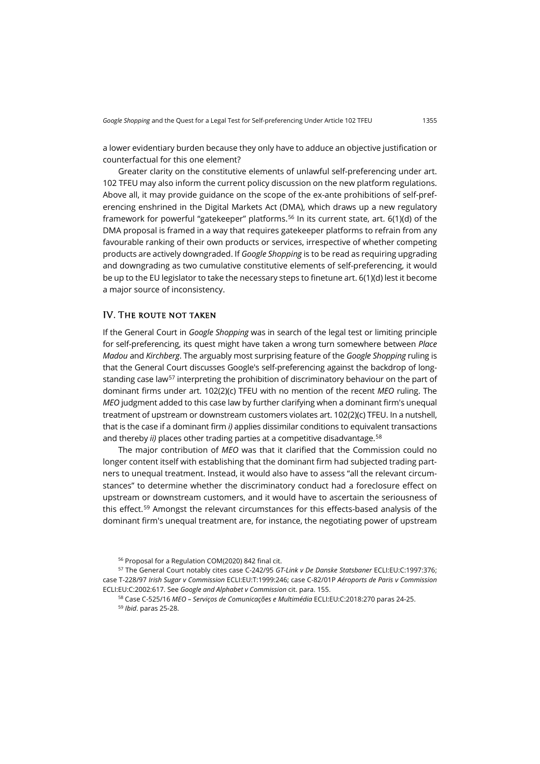a lower evidentiary burden because they only have to adduce an objective justification or counterfactual for this one element?

Greater clarity on the constitutive elements of unlawful self-preferencing under art. 102 TFEU may also inform the current policy discussion on the new platform regulations. Above all, it may provide guidance on the scope of the ex-ante prohibitions of self-preferencing enshrined in the Digital Markets Act (DMA), which draws up a new regulatory framework for powerful "gatekeeper" platforms.[56] In its current state, art. 6(1)(d) of the DMA proposal is framed in a way that requires gatekeeper platforms to refrain from any favourable ranking of their own products or services, irrespective of whether competing products are actively downgraded. If *Google Shopping* is to be read as requiring upgrading and downgrading as two cumulative constitutive elements of self-preferencing, it would be up to the EU legislator to take the necessary steps to finetune art. 6(1)(d) lest it become a major source of inconsistency.

## IV. The route not taken

If the General Court in *Google Shopping* was in search of the legal test or limiting principle for self-preferencing, its quest might have taken a wrong turn somewhere between *Place Madou* and *Kirchberg*. The arguably most surprising feature of the *Google Shopping* ruling is that the General Court discusses Google's self-preferencing against the backdrop of longstanding case law[57] interpreting the prohibition of discriminatory behaviour on the part of dominant firms under art. 102(2)(c) TFEU with no mention of the recent *MEO* ruling. The *MEO* judgment added to this case law by further clarifying when a dominant firm's unequal treatment of upstream or downstream customers violates art. 102(2)(c) TFEU. In a nutshell, that is the case if a dominant firm *i)* applies dissimilar conditions to equivalent transactions and thereby *ii)* places other trading parties at a competitive disadvantage.[58]

The major contribution of *MEO* was that it clarified that the Commission could no longer content itself with establishing that the dominant firm had subjected trading partners to unequal treatment. Instead, it would also have to assess "all the relevant circumstances" to determine whether the discriminatory conduct had a foreclosure effect on upstream or downstream customers, and it would have to ascertain the seriousness of this effect.[59] Amongst the relevant circumstances for this effects-based analysis of the dominant firm's unequal treatment are, for instance, the negotiating power of upstream

[56] Proposal for a Regulation COM(2020) 842 final cit.

[57] The General Court notably cites case C-242/95 *GT-Link v De Danske Statsbaner* ECLI:EU:C:1997:376; case T-228/97 *Irish Sugar v Commission* ECLI:EU:T:1999:246; case C-82/01P *Aéroports de Paris v Commission* ECLI:EU:C:2002:617. See *Google and Alphabet v Commission* cit. para. 155.

[58] Case C-525/16 *MEO – Serviços de Comunicações e Multimédia* ECLI:EU:C:2018:270 paras 24-25.

[59] *Ibid*. paras 25-28.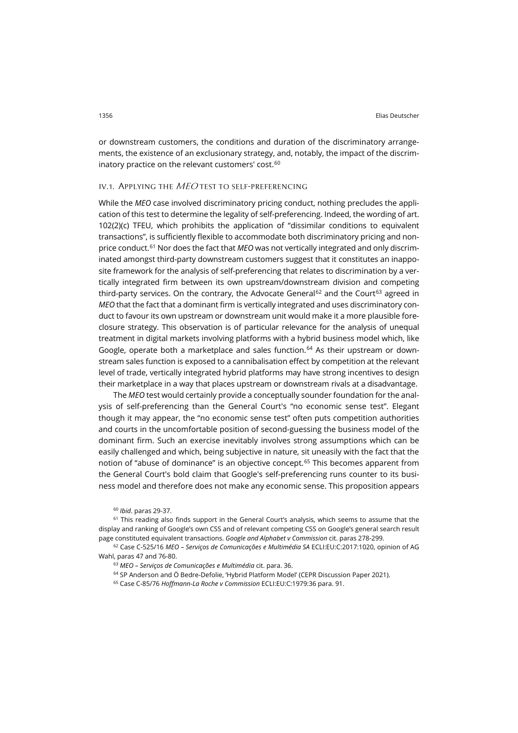or downstream customers, the conditions and duration of the discriminatory arrangements, the existence of an exclusionary strategy, and, notably, the impact of the discriminatory practice on the relevant customers' cost.[60]

### IV.1. Applying the *MEO* test to self-preferencing

While the *MEO* case involved discriminatory pricing conduct, nothing precludes the application of this test to determine the legality of self-preferencing. Indeed, the wording of art. 102(2)(c) TFEU, which prohibits the application of "dissimilar conditions to equivalent transactions", is sufficiently flexible to accommodate both discriminatory pricing and non-price conduct.[61] Nor does the fact that *MEO* was not vertically integrated and only discriminated amongst third-party downstream customers suggest that it constitutes an inapposite framework for the analysis of self-preferencing that relates to discrimination by a vertically integrated firm between its own upstream/downstream division and competing third-party services. On the contrary, the Advocate General[62] and the Court[63] agreed in *MEO* that the fact that a dominant firm is vertically integrated and uses discriminatory conduct to favour its own upstream or downstream unit would make it a more plausible foreclosure strategy. This observation is of particular relevance for the analysis of unequal treatment in digital markets involving platforms with a hybrid business model which, like Google, operate both a marketplace and sales function.[64] As their upstream or downstream sales function is exposed to a cannibalisation effect by competition at the relevant level of trade, vertically integrated hybrid platforms may have strong incentives to design their marketplace in a way that places upstream or downstream rivals at a disadvantage.

The *MEO* test would certainly provide a conceptually sounder foundation for the analysis of self-preferencing than the General Court's "no economic sense test". Elegant though it may appear, the "no economic sense test" often puts competition authorities and courts in the uncomfortable position of second-guessing the business model of the dominant firm. Such an exercise inevitably involves strong assumptions which can be easily challenged and which, being subjective in nature, sit uneasily with the fact that the notion of "abuse of dominance" is an objective concept.[65] This becomes apparent from the General Court's bold claim that Google's self-preferencing runs counter to its business model and therefore does not make any economic sense. This proposition appears

---

[60] *Ibid*. paras 29-37.

[61] This reading also finds support in the General Court's analysis, which seems to assume that the display and ranking of Google's own CSS and of relevant competing CSS on Google's general search result page constituted equivalent transactions. *Google and Alphabet v Commission* cit. paras 278-299.

[62] Case C-525/16 *MEO – Serviços de Comunicações e Multimédia SA* ECLI:EU:C:2017:1020, opinion of AG Wahl, paras 47 and 76-80.

[63] *MEO – Serviços de Comunicações e Multimédia* cit. para. 36.

[64] SP Anderson and Ö Bedre-Defolie, 'Hybrid Platform Model' (CEPR Discussion Paper 2021).

[65] Case C-85/76 *Hoffmann-La Roche v Commission* ECLI:EU:C:1979:36 para. 91.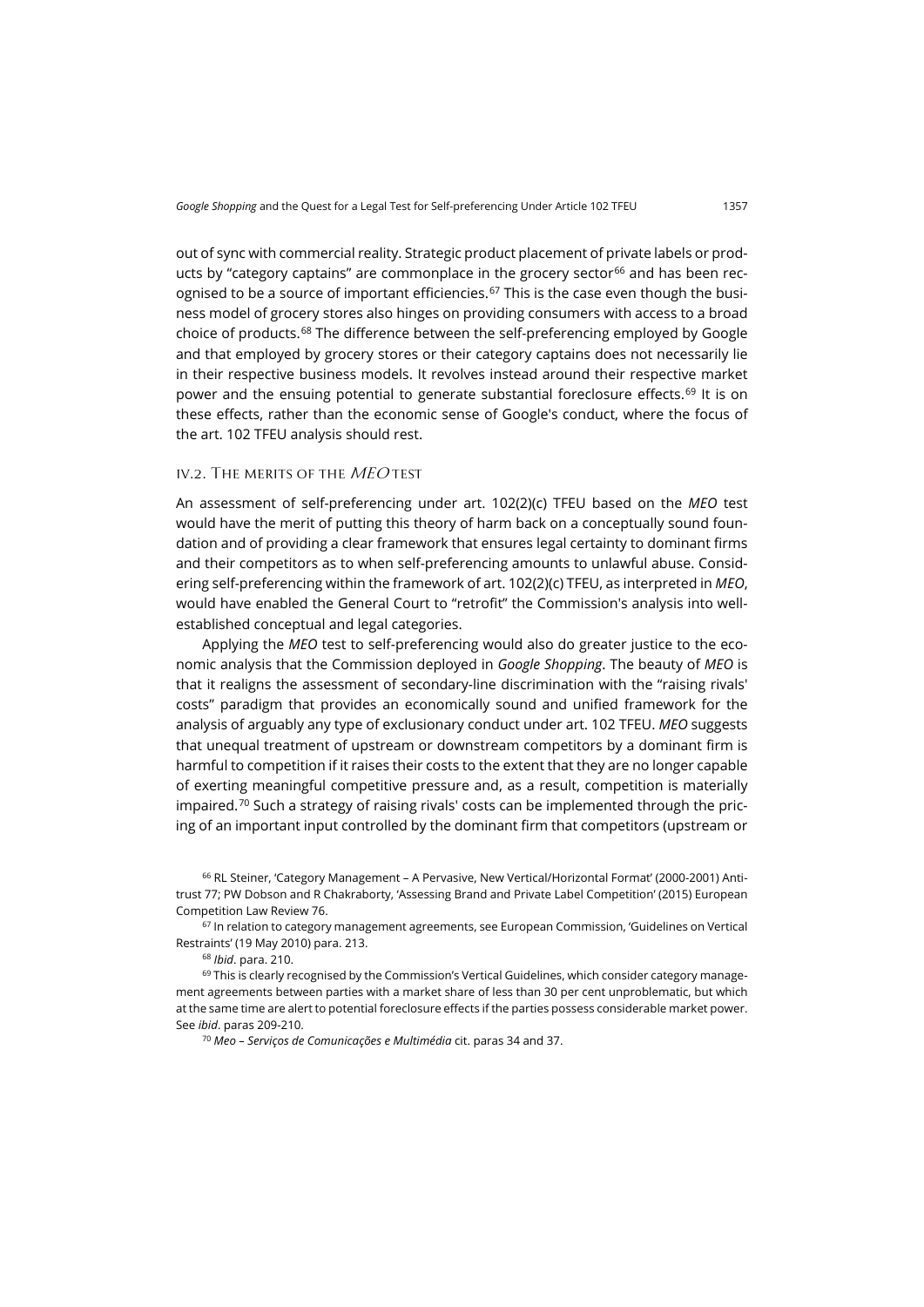out of sync with commercial reality. Strategic product placement of private labels or products by "category captains" are commonplace in the grocery sector[66] and has been recognised to be a source of important efficiencies.[67] This is the case even though the business model of grocery stores also hinges on providing consumers with access to a broad choice of products.[68] The difference between the self-preferencing employed by Google and that employed by grocery stores or their category captains does not necessarily lie in their respective business models. It revolves instead around their respective market power and the ensuing potential to generate substantial foreclosure effects.[69] It is on these effects, rather than the economic sense of Google's conduct, where the focus of the art. 102 TFEU analysis should rest.

### IV.2. The merits of the *MEO* test

An assessment of self-preferencing under art. 102(2)(c) TFEU based on the *MEO* test would have the merit of putting this theory of harm back on a conceptually sound foundation and of providing a clear framework that ensures legal certainty to dominant firms and their competitors as to when self-preferencing amounts to unlawful abuse. Considering self-preferencing within the framework of art. 102(2)(c) TFEU, as interpreted in *MEO*, would have enabled the General Court to "retrofit" the Commission's analysis into well-established conceptual and legal categories.

Applying the *MEO* test to self-preferencing would also do greater justice to the economic analysis that the Commission deployed in *Google Shopping*. The beauty of *MEO* is that it realigns the assessment of secondary-line discrimination with the "raising rivals' costs" paradigm that provides an economically sound and unified framework for the analysis of arguably any type of exclusionary conduct under art. 102 TFEU. *MEO* suggests that unequal treatment of upstream or downstream competitors by a dominant firm is harmful to competition if it raises their costs to the extent that they are no longer capable of exerting meaningful competitive pressure and, as a result, competition is materially impaired.[70] Such a strategy of raising rivals' costs can be implemented through the pricing of an important input controlled by the dominant firm that competitors (upstream or

[66] RL Steiner, 'Category Management – A Pervasive, New Vertical/Horizontal Format' (2000-2001) Antitrust 77; PW Dobson and R Chakraborty, 'Assessing Brand and Private Label Competition' (2015) European Competition Law Review 76.

[67] In relation to category management agreements, see European Commission, 'Guidelines on Vertical Restraints' (19 May 2010) para. 213.

[68] *Ibid*. para. 210.

[69] This is clearly recognised by the Commission's Vertical Guidelines, which consider category management agreements between parties with a market share of less than 30 per cent unproblematic, but which at the same time are alert to potential foreclosure effects if the parties possess considerable market power. See *ibid*. paras 209-210.

[70] *Meo – Serviços de Comunicações e Multimédia* cit. paras 34 and 37.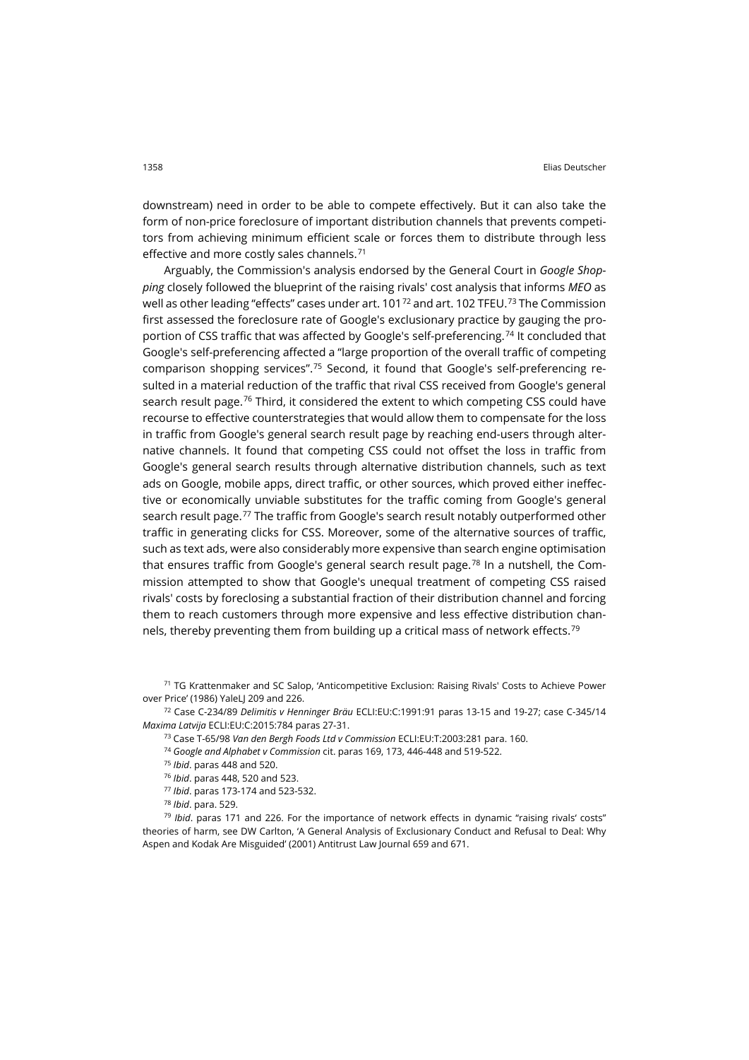downstream) need in order to be able to compete effectively. But it can also take the form of non-price foreclosure of important distribution channels that prevents competitors from achieving minimum efficient scale or forces them to distribute through less effective and more costly sales channels.[71]

Arguably, the Commission's analysis endorsed by the General Court in *Google Shopping* closely followed the blueprint of the raising rivals' cost analysis that informs *MEO* as well as other leading "effects" cases under art. 101[72] and art. 102 TFEU.[73] The Commission first assessed the foreclosure rate of Google's exclusionary practice by gauging the proportion of CSS traffic that was affected by Google's self-preferencing.[74] It concluded that Google's self-preferencing affected a "large proportion of the overall traffic of competing comparison shopping services".[75] Second, it found that Google's self-preferencing resulted in a material reduction of the traffic that rival CSS received from Google's general search result page.[76] Third, it considered the extent to which competing CSS could have recourse to effective counterstrategies that would allow them to compensate for the loss in traffic from Google's general search result page by reaching end-users through alternative channels. It found that competing CSS could not offset the loss in traffic from Google's general search results through alternative distribution channels, such as text ads on Google, mobile apps, direct traffic, or other sources, which proved either ineffective or economically unviable substitutes for the traffic coming from Google's general search result page.[77] The traffic from Google's search result notably outperformed other traffic in generating clicks for CSS. Moreover, some of the alternative sources of traffic, such as text ads, were also considerably more expensive than search engine optimisation that ensures traffic from Google's general search result page.[78] In a nutshell, the Commission attempted to show that Google's unequal treatment of competing CSS raised rivals' costs by foreclosing a substantial fraction of their distribution channel and forcing them to reach customers through more expensive and less effective distribution channels, thereby preventing them from building up a critical mass of network effects.[79]

[71] TG Krattenmaker and SC Salop, 'Anticompetitive Exclusion: Raising Rivals' Costs to Achieve Power over Price' (1986) YaleLJ 209 and 226.

[72] Case C-234/89 *Delimitis v Henninger Bräu* ECLI:EU:C:1991:91 paras 13-15 and 19-27; case C-345/14 *Maxima Latvija* ECLI:EU:C:2015:784 paras 27-31.

[73] Case T-65/98 *Van den Bergh Foods Ltd v Commission* ECLI:EU:T:2003:281 para. 160.

[74] *Google and Alphabet v Commission* cit. paras 169, 173, 446-448 and 519-522.

[75] *Ibid*. paras 448 and 520.

[76] *Ibid*. paras 448, 520 and 523.

[77] *Ibid*. paras 173-174 and 523-532.

[78] *Ibid*. para. 529.

[79] *Ibid*. paras 171 and 226. For the importance of network effects in dynamic "raising rivals' costs" theories of harm, see DW Carlton, 'A General Analysis of Exclusionary Conduct and Refusal to Deal: Why Aspen and Kodak Are Misguided' (2001) Antitrust Law Journal 659 and 671.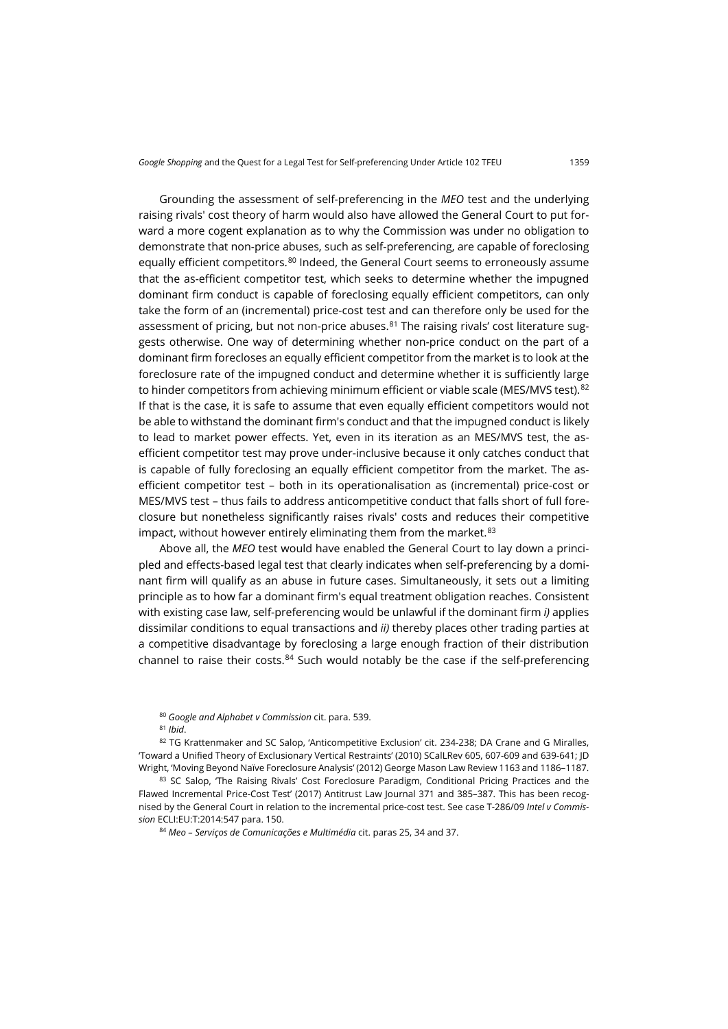Grounding the assessment of self-preferencing in the *MEO* test and the underlying raising rivals' cost theory of harm would also have allowed the General Court to put forward a more cogent explanation as to why the Commission was under no obligation to demonstrate that non-price abuses, such as self-preferencing, are capable of foreclosing equally efficient competitors.[80] Indeed, the General Court seems to erroneously assume that the as-efficient competitor test, which seeks to determine whether the impugned dominant firm conduct is capable of foreclosing equally efficient competitors, can only take the form of an (incremental) price-cost test and can therefore only be used for the assessment of pricing, but not non-price abuses.[81] The raising rivals' cost literature suggests otherwise. One way of determining whether non-price conduct on the part of a dominant firm forecloses an equally efficient competitor from the market is to look at the foreclosure rate of the impugned conduct and determine whether it is sufficiently large to hinder competitors from achieving minimum efficient or viable scale (MES/MVS test).[82] If that is the case, it is safe to assume that even equally efficient competitors would not be able to withstand the dominant firm's conduct and that the impugned conduct is likely to lead to market power effects. Yet, even in its iteration as an MES/MVS test, the as-efficient competitor test may prove under-inclusive because it only catches conduct that is capable of fully foreclosing an equally efficient competitor from the market. The as-efficient competitor test – both in its operationalisation as (incremental) price-cost or MES/MVS test – thus fails to address anticompetitive conduct that falls short of full foreclosure but nonetheless significantly raises rivals' costs and reduces their competitive impact, without however entirely eliminating them from the market.[83]

Above all, the *MEO* test would have enabled the General Court to lay down a principled and effects-based legal test that clearly indicates when self-preferencing by a dominant firm will qualify as an abuse in future cases. Simultaneously, it sets out a limiting principle as to how far a dominant firm's equal treatment obligation reaches. Consistent with existing case law, self-preferencing would be unlawful if the dominant firm *i)* applies dissimilar conditions to equal transactions and *ii)* thereby places other trading parties at a competitive disadvantage by foreclosing a large enough fraction of their distribution channel to raise their costs.[84] Such would notably be the case if the self-preferencing

[80] *Google and Alphabet v Commission* cit. para. 539.

[81] *Ibid*.

[82] TG Krattenmaker and SC Salop, 'Anticompetitive Exclusion' cit. 234-238; DA Crane and G Miralles, 'Toward a Unified Theory of Exclusionary Vertical Restraints' (2010) SCalLRev 605, 607-609 and 639-641; JD Wright, 'Moving Beyond Naïve Foreclosure Analysis' (2012) George Mason Law Review 1163 and 1186–1187.

[83] SC Salop, 'The Raising Rivals' Cost Foreclosure Paradigm, Conditional Pricing Practices and the Flawed Incremental Price-Cost Test' (2017) Antitrust Law Journal 371 and 385–387. This has been recognised by the General Court in relation to the incremental price-cost test. See case T-286/09 *Intel v Commission* ECLI:EU:T:2014:547 para. 150.

[84] *Meo – Serviços de Comunicações e Multimédia* cit. paras 25, 34 and 37.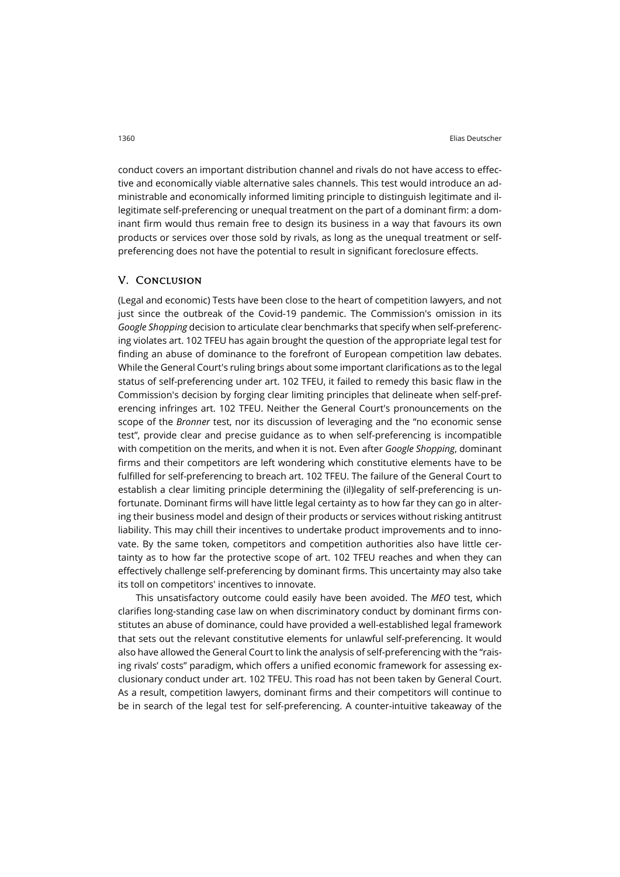conduct covers an important distribution channel and rivals do not have access to effective and economically viable alternative sales channels. This test would introduce an administrable and economically informed limiting principle to distinguish legitimate and illegitimate self-preferencing or unequal treatment on the part of a dominant firm: a dominant firm would thus remain free to design its business in a way that favours its own products or services over those sold by rivals, as long as the unequal treatment or self-preferencing does not have the potential to result in significant foreclosure effects.

## V. Conclusion

(Legal and economic) Tests have been close to the heart of competition lawyers, and not just since the outbreak of the Covid-19 pandemic. The Commission's omission in its *Google Shopping* decision to articulate clear benchmarks that specify when self-preferencing violates art. 102 TFEU has again brought the question of the appropriate legal test for finding an abuse of dominance to the forefront of European competition law debates. While the General Court's ruling brings about some important clarifications as to the legal status of self-preferencing under art. 102 TFEU, it failed to remedy this basic flaw in the Commission's decision by forging clear limiting principles that delineate when self-preferencing infringes art. 102 TFEU. Neither the General Court's pronouncements on the scope of the *Bronner* test, nor its discussion of leveraging and the "no economic sense test", provide clear and precise guidance as to when self-preferencing is incompatible with competition on the merits, and when it is not. Even after *Google Shopping*, dominant firms and their competitors are left wondering which constitutive elements have to be fulfilled for self-preferencing to breach art. 102 TFEU. The failure of the General Court to establish a clear limiting principle determining the (il)legality of self-preferencing is unfortunate. Dominant firms will have little legal certainty as to how far they can go in altering their business model and design of their products or services without risking antitrust liability. This may chill their incentives to undertake product improvements and to innovate. By the same token, competitors and competition authorities also have little certainty as to how far the protective scope of art. 102 TFEU reaches and when they can effectively challenge self-preferencing by dominant firms. This uncertainty may also take its toll on competitors' incentives to innovate.

This unsatisfactory outcome could easily have been avoided. The *MEO* test, which clarifies long-standing case law on when discriminatory conduct by dominant firms constitutes an abuse of dominance, could have provided a well-established legal framework that sets out the relevant constitutive elements for unlawful self-preferencing. It would also have allowed the General Court to link the analysis of self-preferencing with the "raising rivals' costs" paradigm, which offers a unified economic framework for assessing exclusionary conduct under art. 102 TFEU. This road has not been taken by General Court. As a result, competition lawyers, dominant firms and their competitors will continue to be in search of the legal test for self-preferencing. A counter-intuitive takeaway of the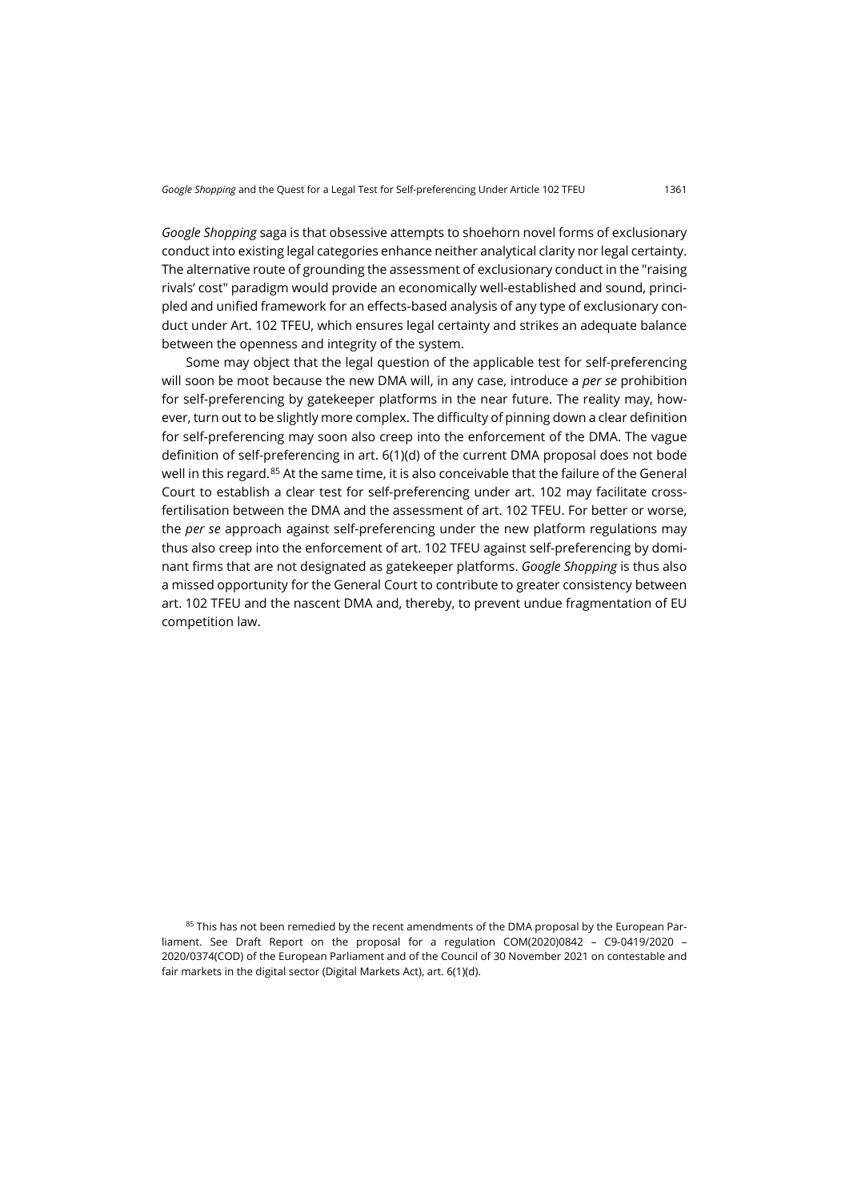*Google Shopping* saga is that obsessive attempts to shoehorn novel forms of exclusionary conduct into existing legal categories enhance neither analytical clarity nor legal certainty. The alternative route of grounding the assessment of exclusionary conduct in the "raising rivals' cost" paradigm would provide an economically well-established and sound, principled and unified framework for an effects-based analysis of any type of exclusionary conduct under Art. 102 TFEU, which ensures legal certainty and strikes an adequate balance between the openness and integrity of the system.

Some may object that the legal question of the applicable test for self-preferencing will soon be moot because the new DMA will, in any case, introduce a *per se* prohibition for self-preferencing by gatekeeper platforms in the near future. The reality may, however, turn out to be slightly more complex. The difficulty of pinning down a clear definition for self-preferencing may soon also creep into the enforcement of the DMA. The vague definition of self-preferencing in art. 6(1)(d) of the current DMA proposal does not bode well in this regard.[85] At the same time, it is also conceivable that the failure of the General Court to establish a clear test for self-preferencing under art. 102 may facilitate cross-fertilisation between the DMA and the assessment of art. 102 TFEU. For better or worse, the *per se* approach against self-preferencing under the new platform regulations may thus also creep into the enforcement of art. 102 TFEU against self-preferencing by dominant firms that are not designated as gatekeeper platforms. *Google Shopping* is thus also a missed opportunity for the General Court to contribute to greater consistency between art. 102 TFEU and the nascent DMA and, thereby, to prevent undue fragmentation of EU competition law.

[85] This has not been remedied by the recent amendments of the DMA proposal by the European Parliament. See Draft Report on the proposal for a regulation COM(2020)0842 – C9-0419/2020 – 2020/0374(COD) of the European Parliament and of the Council of 30 November 2021 on contestable and fair markets in the digital sector (Digital Markets Act), art. 6(1)(d).